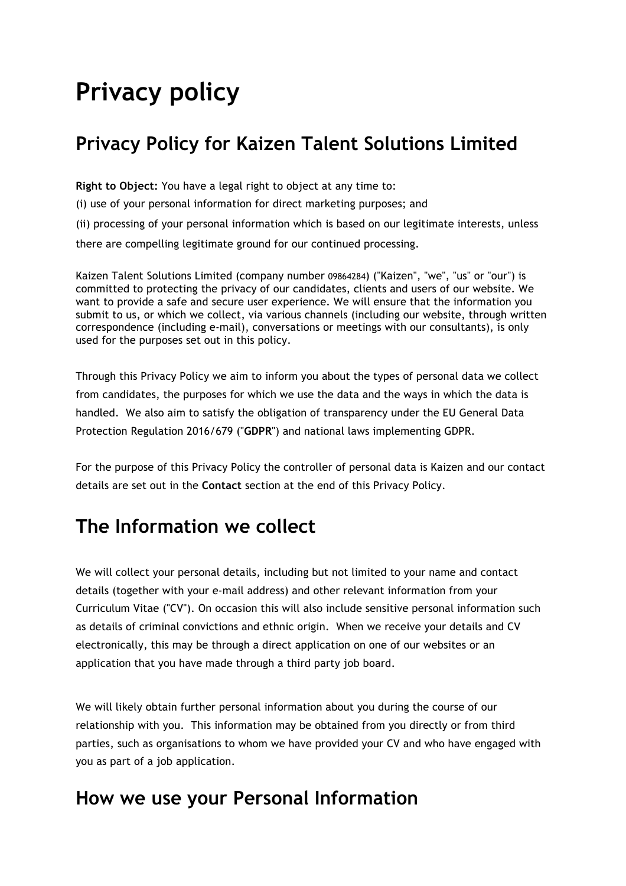# Privacy policy

## Privacy Policy for Kaizen Talent Solutions Limited

**Right to Object:** You have a legal right to object at any time to:

(i) use of your personal information for direct marketing purposes; and

(ii) processing of your personal information which is based on our legitimate interests, unless there are compelling legitimate ground for our continued processing.

Kaizen Talent Solutions Limited (company number 09864284) ("Kaizen", "we", "us" or "our") is committed to protecting the privacy of our candidates, clients and users of our website. We want to provide a safe and secure user experience. We will ensure that the information you submit to us, or which we collect, via various channels (including our website, through written correspondence (including e-mail), conversations or meetings with our consultants), is only used for the purposes set out in this policy.

Through this Privacy Policy we aim to inform you about the types of personal data we collect from candidates, the purposes for which we use the data and the ways in which the data is handled. We also aim to satisfy the obligation of transparency under the EU General Data Protection Regulation 2016/679 ("**GDPR**") and national laws implementing GDPR.

For the purpose of this Privacy Policy the controller of personal data is Kaizen and our contact details are set out in the **Contact** section at the end of this Privacy Policy.

## The Information we collect

We will collect your personal details, including but not limited to your name and contact details (together with your e-mail address) and other relevant information from your Curriculum Vitae ("CV"). On occasion this will also include sensitive personal information such as details of criminal convictions and ethnic origin. When we receive your details and CV electronically, this may be through a direct application on one of our websites or an application that you have made through a third party job board.

We will likely obtain further personal information about you during the course of our relationship with you. This information may be obtained from you directly or from third parties, such as organisations to whom we have provided your CV and who have engaged with you as part of a job application.

## How we use your Personal Information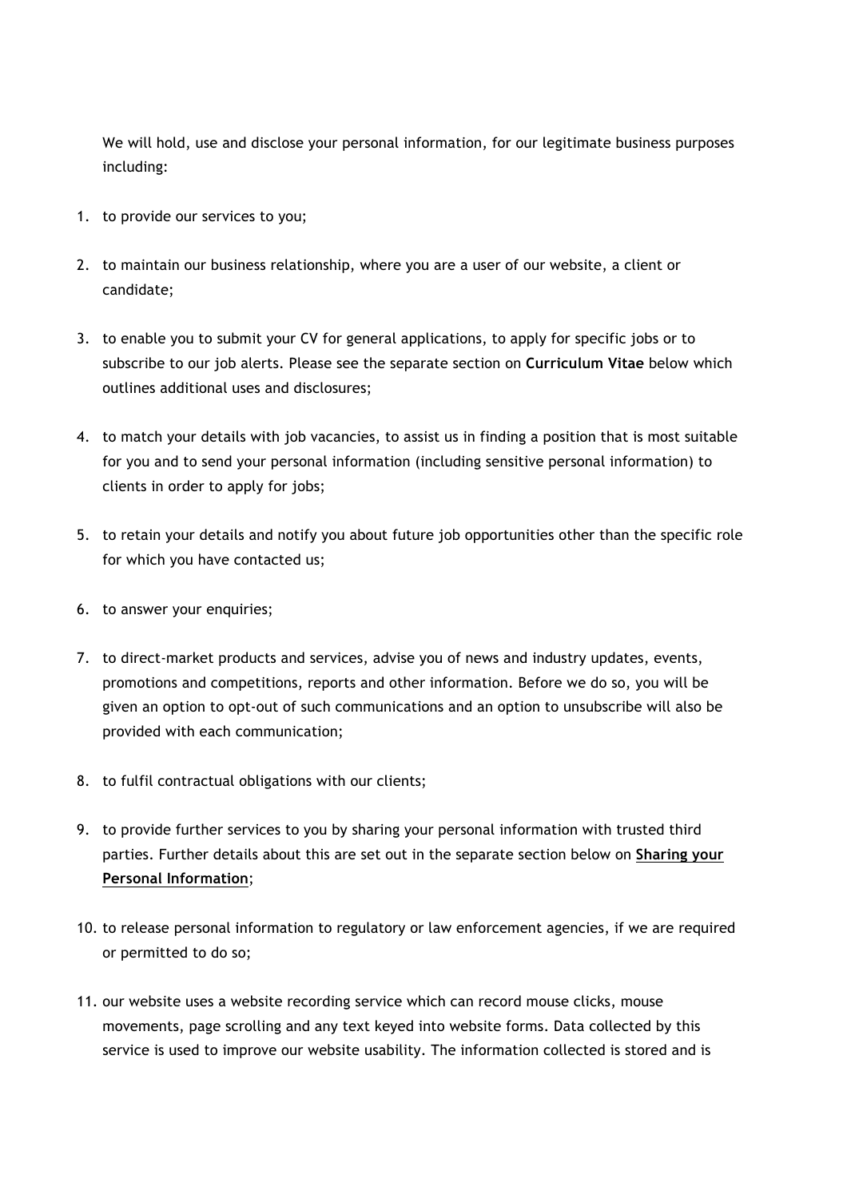We will hold, use and disclose your personal information, for our legitimate business purposes including:

1. to provide our services to you;
2. to maintain our business relationship, where you are a user of our website, a client or candidate;
3. to enable you to submit your CV for general applications, to apply for specific jobs or to subscribe to our job alerts. Please see the separate section on **Curriculum Vitae** below which outlines additional uses and disclosures;
4. to match your details with job vacancies, to assist us in finding a position that is most suitable for you and to send your personal information (including sensitive personal information) to clients in order to apply for jobs;
5. to retain your details and notify you about future job opportunities other than the specific role for which you have contacted us;
6. to answer your enquiries;
7. to direct-market products and services, advise you of news and industry updates, events, promotions and competitions, reports and other information. Before we do so, you will be given an option to opt-out of such communications and an option to unsubscribe will also be provided with each communication;
8. to fulfil contractual obligations with our clients;
9. to provide further services to you by sharing your personal information with trusted third parties. Further details about this are set out in the separate section below on **Sharing your Personal Information**;
10. to release personal information to regulatory or law enforcement agencies, if we are required or permitted to do so;
11. our website uses a website recording service which can record mouse clicks, mouse movements, page scrolling and any text keyed into website forms. Data collected by this service is used to improve our website usability. The information collected is stored and is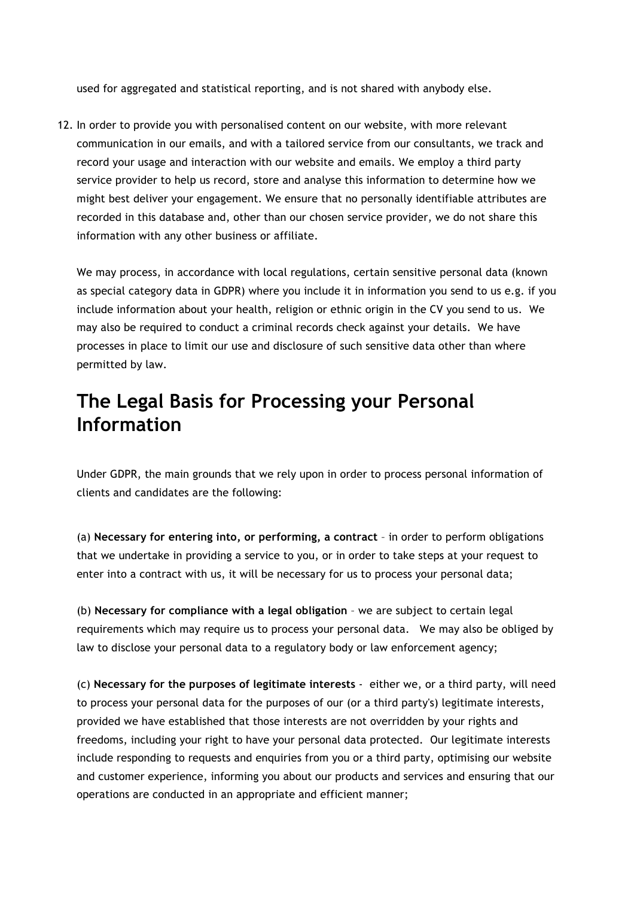used for aggregated and statistical reporting, and is not shared with anybody else.

12. In order to provide you with personalised content on our website, with more relevant communication in our emails, and with a tailored service from our consultants, we track and record your usage and interaction with our website and emails. We employ a third party service provider to help us record, store and analyse this information to determine how we might best deliver your engagement. We ensure that no personally identifiable attributes are recorded in this database and, other than our chosen service provider, we do not share this information with any other business or affiliate.

    We may process, in accordance with local regulations, certain sensitive personal data (known as special category data in GDPR) where you include it in information you send to us e.g. if you include information about your health, religion or ethnic origin in the CV you send to us. We may also be required to conduct a criminal records check against your details. We have processes in place to limit our use and disclosure of such sensitive data other than where permitted by law.

# The Legal Basis for Processing your Personal Information

Under GDPR, the main grounds that we rely upon in order to process personal information of clients and candidates are the following:

(a) **Necessary for entering into, or performing, a contract** – in order to perform obligations that we undertake in providing a service to you, or in order to take steps at your request to enter into a contract with us, it will be necessary for us to process your personal data;

(b) **Necessary for compliance with a legal obligation** – we are subject to certain legal requirements which may require us to process your personal data. We may also be obliged by law to disclose your personal data to a regulatory body or law enforcement agency;

(c) **Necessary for the purposes of legitimate interests** - either we, or a third party, will need to process your personal data for the purposes of our (or a third party's) legitimate interests, provided we have established that those interests are not overridden by your rights and freedoms, including your right to have your personal data protected. Our legitimate interests include responding to requests and enquiries from you or a third party, optimising our website and customer experience, informing you about our products and services and ensuring that our operations are conducted in an appropriate and efficient manner;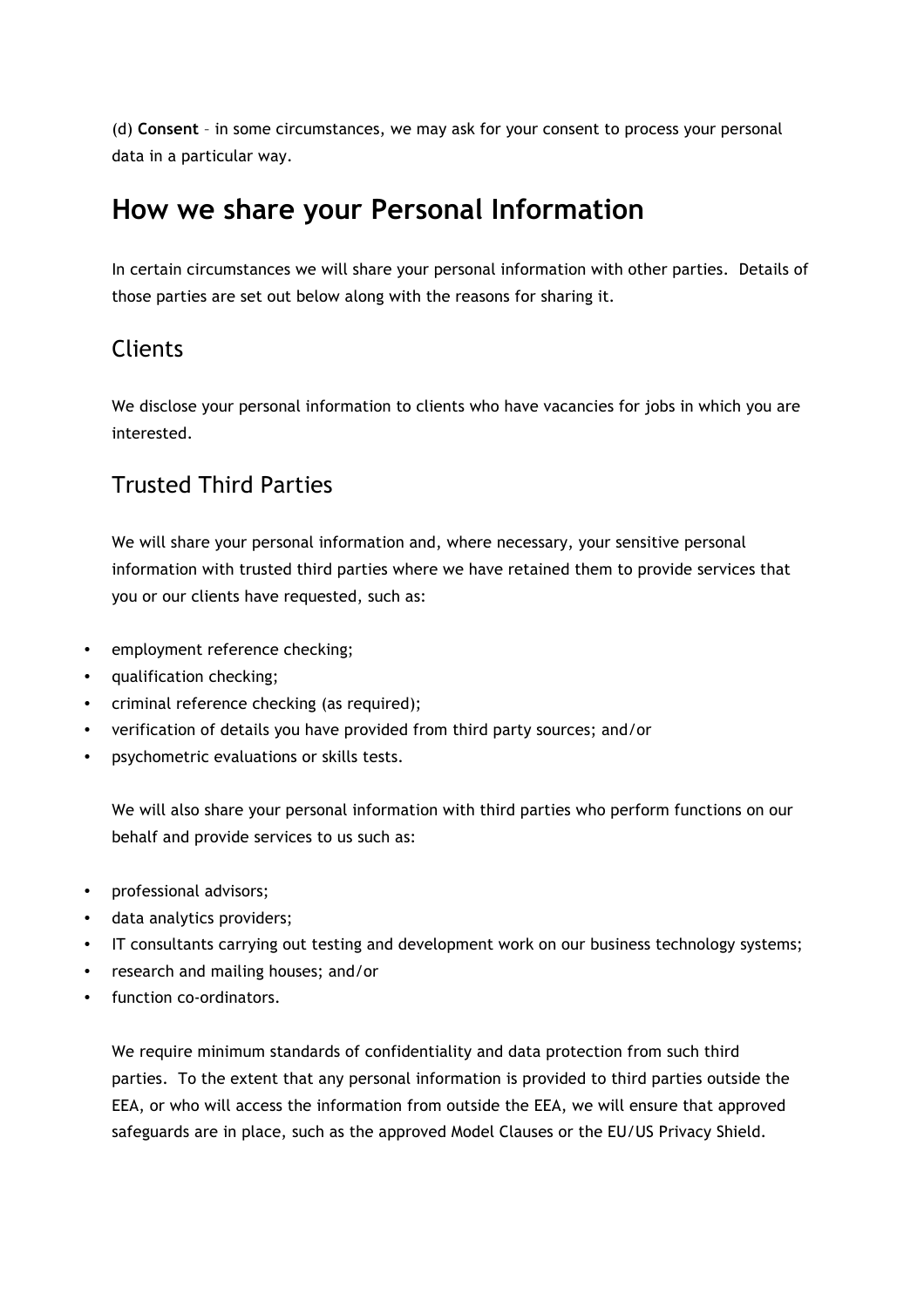(d) **Consent** – in some circumstances, we may ask for your consent to process your personal data in a particular way.

# How we share your Personal Information

In certain circumstances we will share your personal information with other parties. Details of those parties are set out below along with the reasons for sharing it.

## Clients

We disclose your personal information to clients who have vacancies for jobs in which you are interested.

## Trusted Third Parties

We will share your personal information and, where necessary, your sensitive personal information with trusted third parties where we have retained them to provide services that you or our clients have requested, such as:

- employment reference checking;
- qualification checking;
- criminal reference checking (as required);
- verification of details you have provided from third party sources; and/or
- psychometric evaluations or skills tests.

We will also share your personal information with third parties who perform functions on our behalf and provide services to us such as:

- professional advisors;
- data analytics providers;
- IT consultants carrying out testing and development work on our business technology systems;
- research and mailing houses; and/or
- function co-ordinators.

We require minimum standards of confidentiality and data protection from such third parties. To the extent that any personal information is provided to third parties outside the EEA, or who will access the information from outside the EEA, we will ensure that approved safeguards are in place, such as the approved Model Clauses or the EU/US Privacy Shield.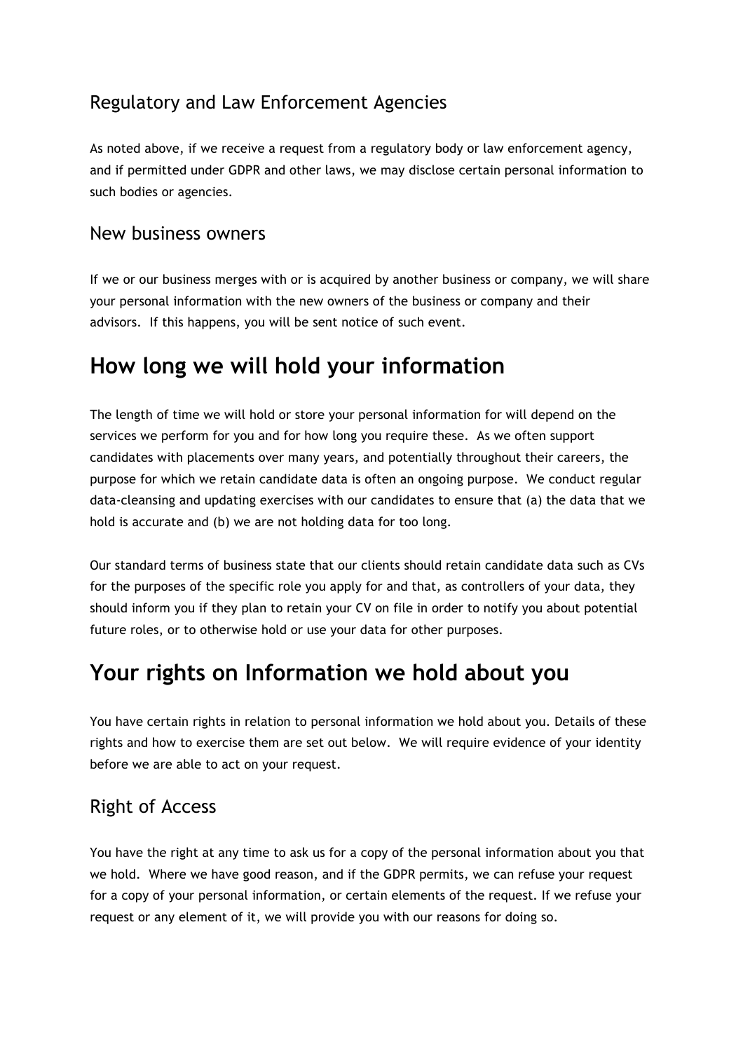### Regulatory and Law Enforcement Agencies

As noted above, if we receive a request from a regulatory body or law enforcement agency, and if permitted under GDPR and other laws, we may disclose certain personal information to such bodies or agencies.

### New business owners

If we or our business merges with or is acquired by another business or company, we will share your personal information with the new owners of the business or company and their advisors. If this happens, you will be sent notice of such event.

## How long we will hold your information

The length of time we will hold or store your personal information for will depend on the services we perform for you and for how long you require these. As we often support candidates with placements over many years, and potentially throughout their careers, the purpose for which we retain candidate data is often an ongoing purpose. We conduct regular data-cleansing and updating exercises with our candidates to ensure that (a) the data that we hold is accurate and (b) we are not holding data for too long.

Our standard terms of business state that our clients should retain candidate data such as CVs for the purposes of the specific role you apply for and that, as controllers of your data, they should inform you if they plan to retain your CV on file in order to notify you about potential future roles, or to otherwise hold or use your data for other purposes.

## Your rights on Information we hold about you

You have certain rights in relation to personal information we hold about you. Details of these rights and how to exercise them are set out below. We will require evidence of your identity before we are able to act on your request.

### Right of Access

You have the right at any time to ask us for a copy of the personal information about you that we hold. Where we have good reason, and if the GDPR permits, we can refuse your request for a copy of your personal information, or certain elements of the request. If we refuse your request or any element of it, we will provide you with our reasons for doing so.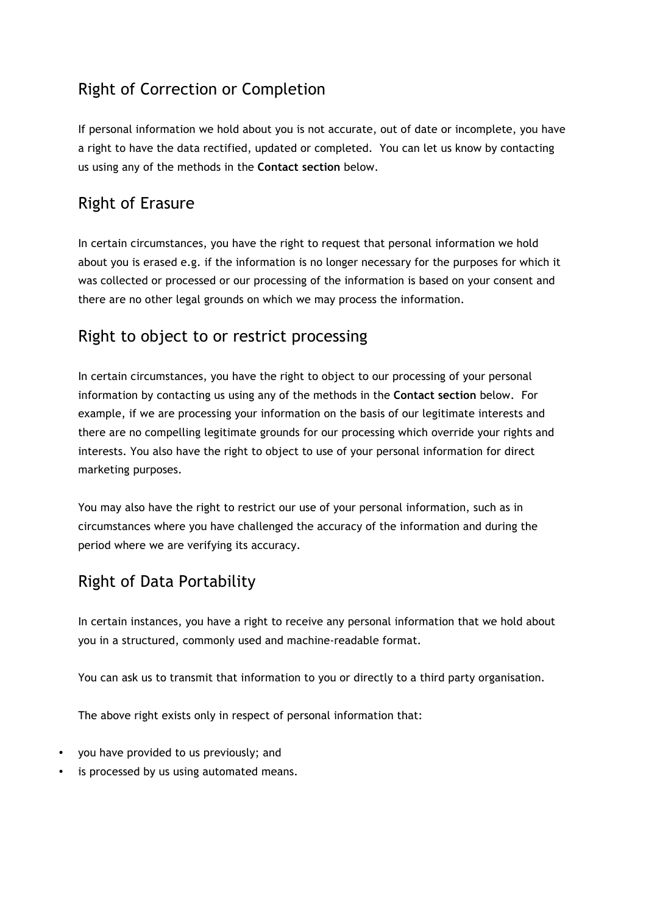## Right of Correction or Completion

If personal information we hold about you is not accurate, out of date or incomplete, you have a right to have the data rectified, updated or completed. You can let us know by contacting us using any of the methods in the **Contact section** below.

## Right of Erasure

In certain circumstances, you have the right to request that personal information we hold about you is erased e.g. if the information is no longer necessary for the purposes for which it was collected or processed or our processing of the information is based on your consent and there are no other legal grounds on which we may process the information.

## Right to object to or restrict processing

In certain circumstances, you have the right to object to our processing of your personal information by contacting us using any of the methods in the **Contact section** below. For example, if we are processing your information on the basis of our legitimate interests and there are no compelling legitimate grounds for our processing which override your rights and interests. You also have the right to object to use of your personal information for direct marketing purposes.

You may also have the right to restrict our use of your personal information, such as in circumstances where you have challenged the accuracy of the information and during the period where we are verifying its accuracy.

## Right of Data Portability

In certain instances, you have a right to receive any personal information that we hold about you in a structured, commonly used and machine-readable format.

You can ask us to transmit that information to you or directly to a third party organisation.

The above right exists only in respect of personal information that:

- you have provided to us previously; and
- is processed by us using automated means.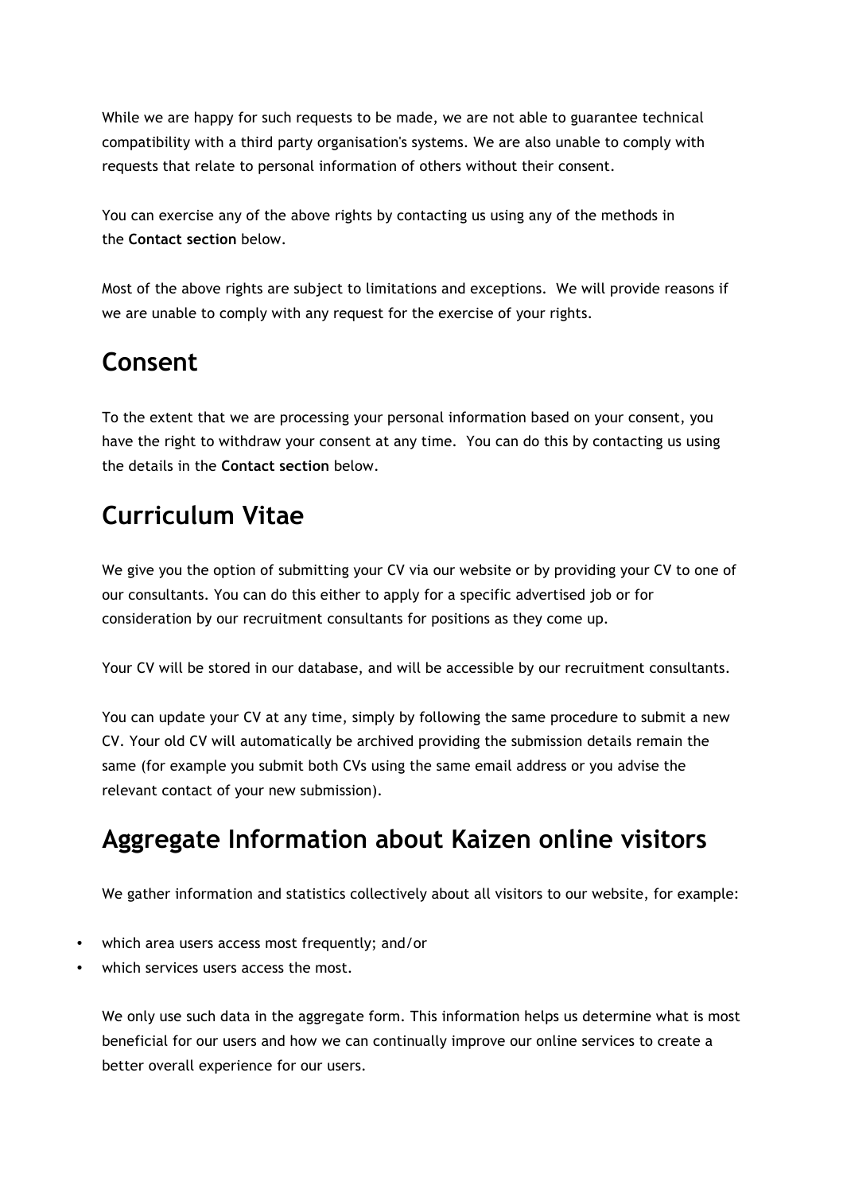While we are happy for such requests to be made, we are not able to guarantee technical compatibility with a third party organisation's systems. We are also unable to comply with requests that relate to personal information of others without their consent.

You can exercise any of the above rights by contacting us using any of the methods in the **Contact section** below.

Most of the above rights are subject to limitations and exceptions. We will provide reasons if we are unable to comply with any request for the exercise of your rights.

## Consent

To the extent that we are processing your personal information based on your consent, you have the right to withdraw your consent at any time. You can do this by contacting us using the details in the **Contact section** below.

## Curriculum Vitae

We give you the option of submitting your CV via our website or by providing your CV to one of our consultants. You can do this either to apply for a specific advertised job or for consideration by our recruitment consultants for positions as they come up.

Your CV will be stored in our database, and will be accessible by our recruitment consultants.

You can update your CV at any time, simply by following the same procedure to submit a new CV. Your old CV will automatically be archived providing the submission details remain the same (for example you submit both CVs using the same email address or you advise the relevant contact of your new submission).

## Aggregate Information about Kaizen online visitors

We gather information and statistics collectively about all visitors to our website, for example:

- which area users access most frequently; and/or
- which services users access the most.

We only use such data in the aggregate form. This information helps us determine what is most beneficial for our users and how we can continually improve our online services to create a better overall experience for our users.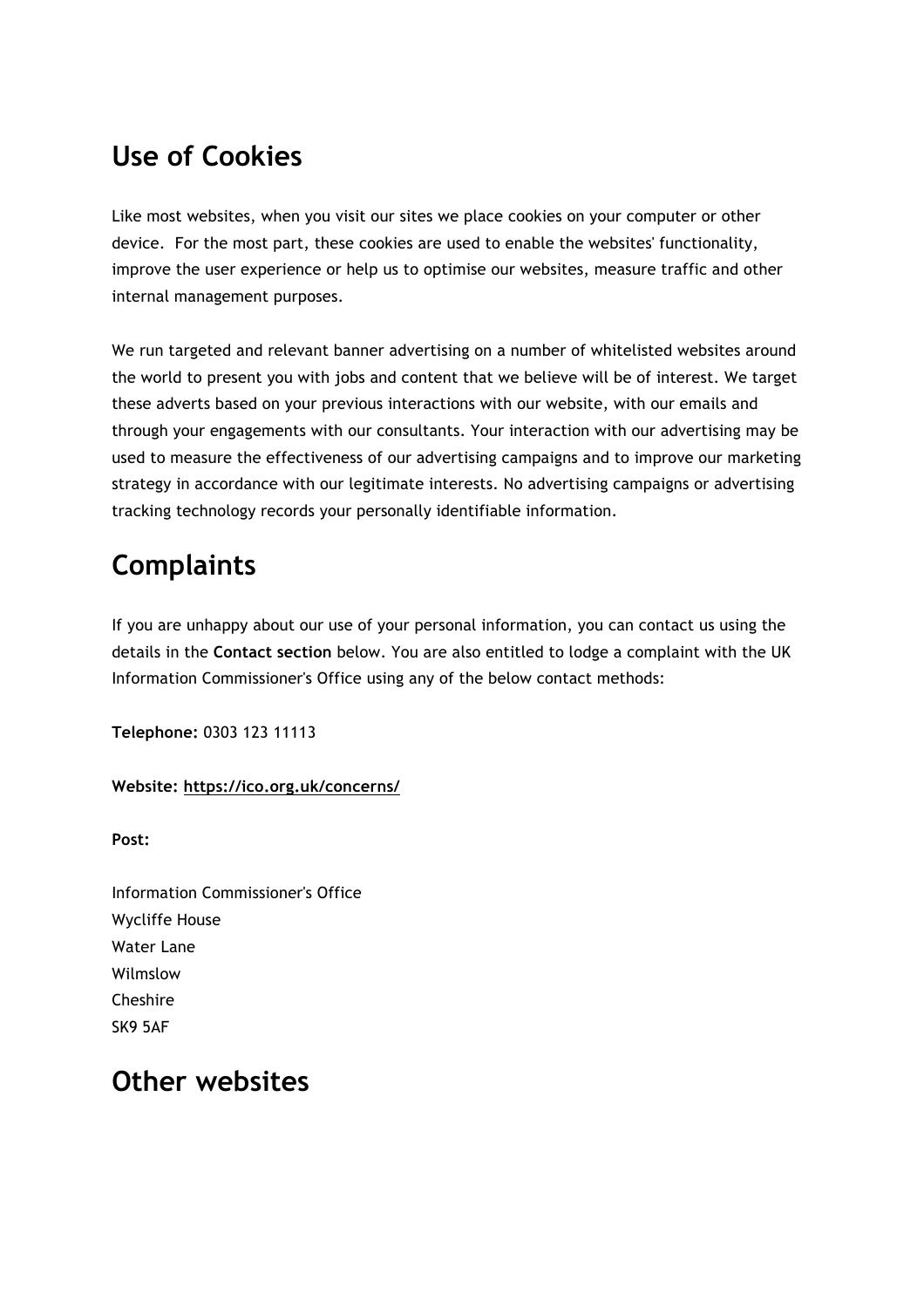## Use of Cookies

Like most websites, when you visit our sites we place cookies on your computer or other device. For the most part, these cookies are used to enable the websites' functionality, improve the user experience or help us to optimise our websites, measure traffic and other internal management purposes.

We run targeted and relevant banner advertising on a number of whitelisted websites around the world to present you with jobs and content that we believe will be of interest. We target these adverts based on your previous interactions with our website, with our emails and through your engagements with our consultants. Your interaction with our advertising may be used to measure the effectiveness of our advertising campaigns and to improve our marketing strategy in accordance with our legitimate interests. No advertising campaigns or advertising tracking technology records your personally identifiable information.

## Complaints

If you are unhappy about our use of your personal information, you can contact us using the details in the **Contact section** below. You are also entitled to lodge a complaint with the UK Information Commissioner's Office using any of the below contact methods:

**Telephone:** 0303 123 11113

**Website: https://ico.org.uk/concerns/**

**Post:**

Information Commissioner's Office
Wycliffe House
Water Lane
Wilmslow
Cheshire
SK9 5AF

## Other websites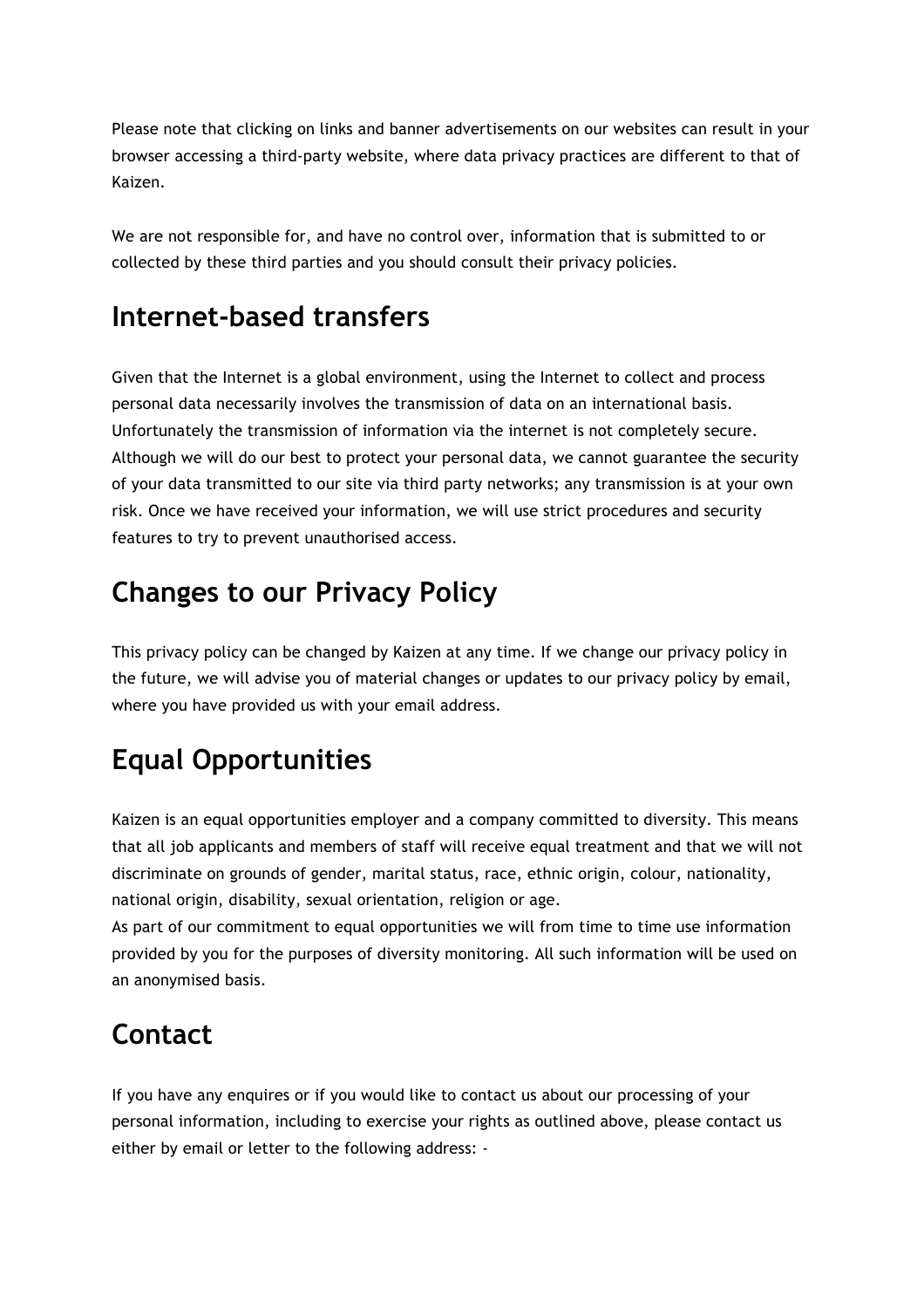Please note that clicking on links and banner advertisements on our websites can result in your browser accessing a third-party website, where data privacy practices are different to that of Kaizen.

We are not responsible for, and have no control over, information that is submitted to or collected by these third parties and you should consult their privacy policies.

## Internet-based transfers

Given that the Internet is a global environment, using the Internet to collect and process personal data necessarily involves the transmission of data on an international basis. Unfortunately the transmission of information via the internet is not completely secure. Although we will do our best to protect your personal data, we cannot guarantee the security of your data transmitted to our site via third party networks; any transmission is at your own risk. Once we have received your information, we will use strict procedures and security features to try to prevent unauthorised access.

## Changes to our Privacy Policy

This privacy policy can be changed by Kaizen at any time. If we change our privacy policy in the future, we will advise you of material changes or updates to our privacy policy by email, where you have provided us with your email address.

## Equal Opportunities

Kaizen is an equal opportunities employer and a company committed to diversity. This means that all job applicants and members of staff will receive equal treatment and that we will not discriminate on grounds of gender, marital status, race, ethnic origin, colour, nationality, national origin, disability, sexual orientation, religion or age.
As part of our commitment to equal opportunities we will from time to time use information provided by you for the purposes of diversity monitoring. All such information will be used on an anonymised basis.

## Contact

If you have any enquires or if you would like to contact us about our processing of your personal information, including to exercise your rights as outlined above, please contact us either by email or letter to the following address: -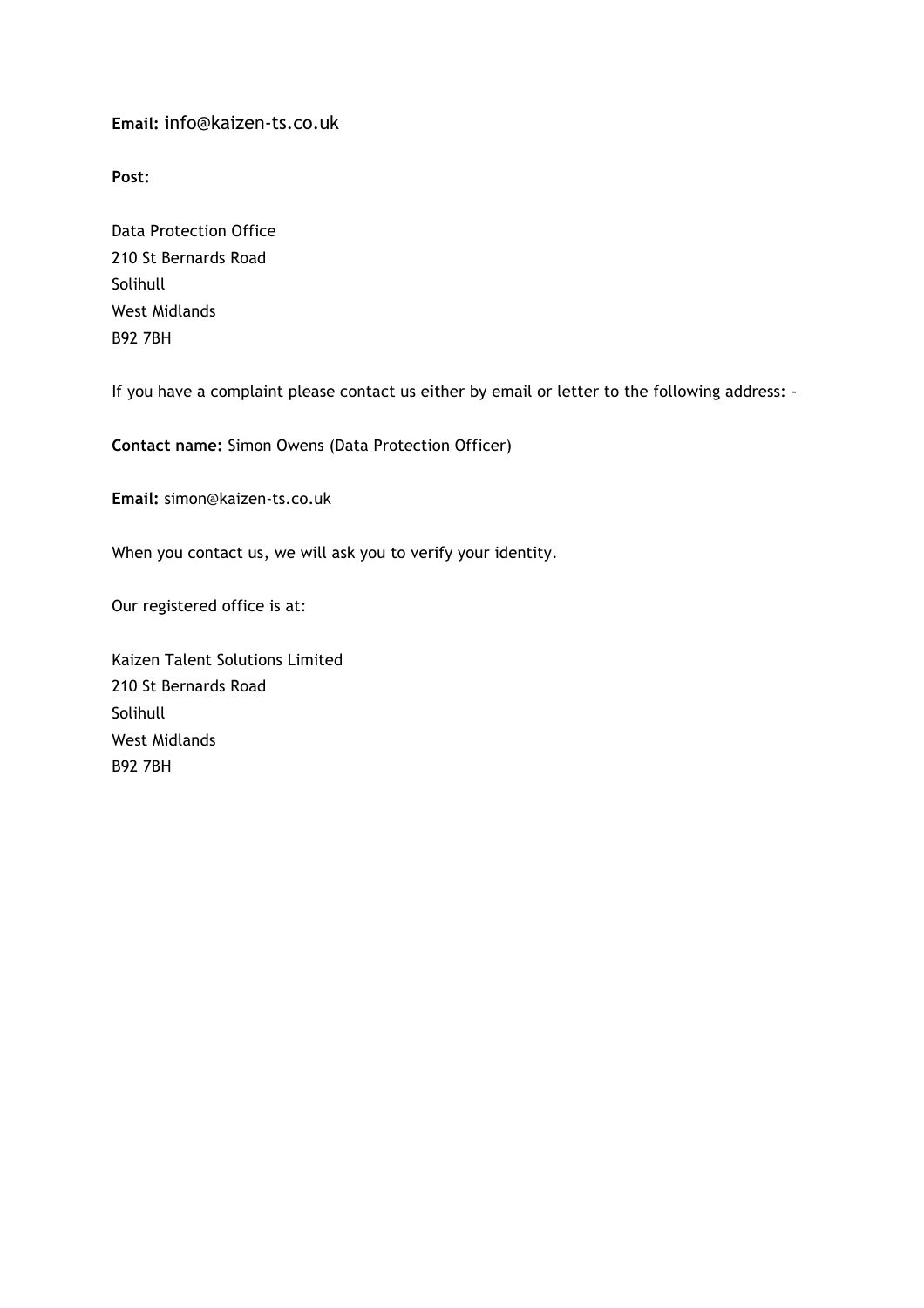**Email:** info@kaizen-ts.co.uk

**Post:**

Data Protection Office
210 St Bernards Road
Solihull
West Midlands
B92 7BH

If you have a complaint please contact us either by email or letter to the following address: -

**Contact name:** Simon Owens (Data Protection Officer)

**Email:** simon@kaizen-ts.co.uk

When you contact us, we will ask you to verify your identity.

Our registered office is at:

Kaizen Talent Solutions Limited
210 St Bernards Road
Solihull
West Midlands
B92 7BH